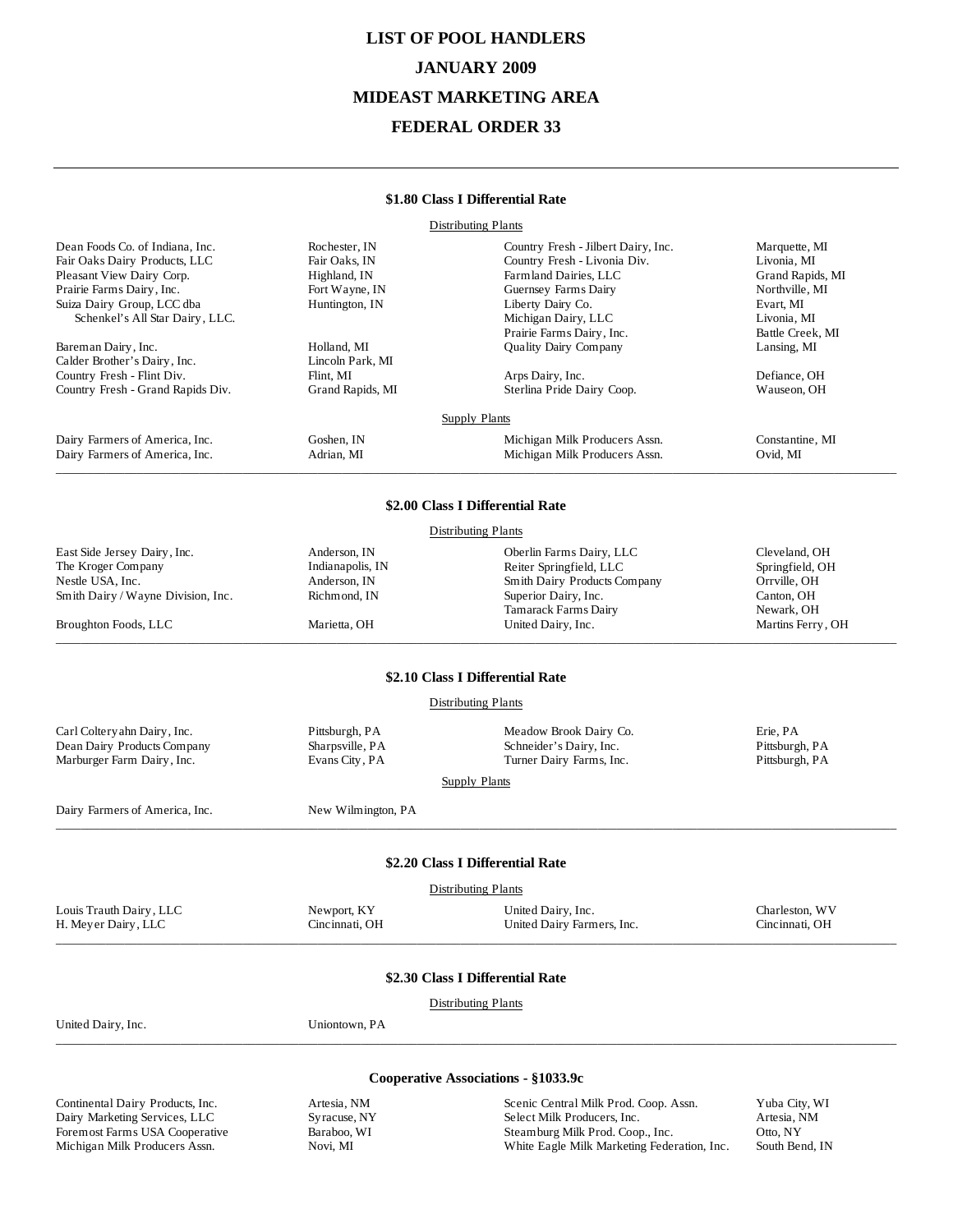# LIST OF POOL HANDLERS

# JANUARY 2009

# MIDEAST MARKETING AREA

# FEDERAL ORDER 33

---

## $1.80 Class I Differential Rate

### Distributing Plants

| | | | |
|---|---|---|---|
| Dean Foods Co. of Indiana, Inc. | Rochester, IN | Country Fresh - Jilbert Dairy, Inc. | Marquette, MI |
| Fair Oaks Dairy Products, LLC | Fair Oaks, IN | Country Fresh - Livonia Div. | Livonia, MI |
| Pleasant View Dairy Corp. | Highland, IN | Farmland Dairies, LLC | Grand Rapids, MI |
| Prairie Farms Dairy, Inc. | Fort Wayne, IN | Guernsey Farms Dairy | Northville, MI |
| Suiza Dairy Group, LCC dba | Huntington, IN | Liberty Dairy Co. | Evart, MI |
| Schenkel's All Star Dairy, LLC. | | Michigan Dairy, LLC | Livonia, MI |
| | | Prairie Farms Dairy, Inc. | Battle Creek, MI |
| Bareman Dairy, Inc. | Holland, MI | Quality Dairy Company | Lansing, MI |
| Calder Brother's Dairy, Inc. | Lincoln Park, MI | | |
| Country Fresh - Flint Div. | Flint, MI | Arps Dairy, Inc. | Defiance, OH |
| Country Fresh - Grand Rapids Div. | Grand Rapids, MI | Sterlina Pride Dairy Coop. | Wauseon, OH |

### Supply Plants

| | | | |
|---|---|---|---|
| Dairy Farmers of America, Inc. | Goshen, IN | Michigan Milk Producers Assn. | Constantine, MI |
| Dairy Farmers of America, Inc. | Adrian, MI | Michigan Milk Producers Assn. | Ovid, MI |

---

## $2.00 Class I Differential Rate

### Distributing Plants

| | | | |
|---|---|---|---|
| East Side Jersey Dairy, Inc. | Anderson, IN | Oberlin Farms Dairy, LLC | Cleveland, OH |
| The Kroger Company | Indianapolis, IN | Reiter Springfield, LLC | Springfield, OH |
| Nestle USA, Inc. | Anderson, IN | Smith Dairy Products Company | Orrville, OH |
| Smith Dairy / Wayne Division, Inc. | Richmond, IN | Superior Dairy, Inc. | Canton, OH |
| | | Tamarack Farms Dairy | Newark, OH |
| Broughton Foods, LLC | Marietta, OH | United Dairy, Inc. | Martins Ferry, OH |

---

## $2.10 Class I Differential Rate

### Distributing Plants

| | | | |
|---|---|---|---|
| Carl Colteryahn Dairy, Inc. | Pittsburgh, PA | Meadow Brook Dairy Co. | Erie, PA |
| Dean Dairy Products Company | Sharpsville, PA | Schneider's Dairy, Inc. | Pittsburgh, PA |
| Marburger Farm Dairy, Inc. | Evans City, PA | Turner Dairy Farms, Inc. | Pittsburgh, PA |

### Supply Plants

| | |
|---|---|
| Dairy Farmers of America, Inc. | New Wilmington, PA |

---

## $2.20 Class I Differential Rate

### Distributing Plants

| | | | |
|---|---|---|---|
| Louis Trauth Dairy, LLC | Newport, KY | United Dairy, Inc. | Charleston, WV |
| H. Meyer Dairy, LLC | Cincinnati, OH | United Dairy Farmers, Inc. | Cincinnati, OH |

---

## $2.30 Class I Differential Rate

### Distributing Plants

| | |
|---|---|
| United Dairy, Inc. | Uniontown, PA |

---

## Cooperative Associations - §1033.9c

| | | | |
|---|---|---|---|
| Continental Dairy Products, Inc. | Artesia, NM | Scenic Central Milk Prod. Coop. Assn. | Yuba City, WI |
| Dairy Marketing Services, LLC | Syracuse, NY | Select Milk Producers, Inc. | Artesia, NM |
| Foremost Farms USA Cooperative | Baraboo, WI | Steamburg Milk Prod. Coop., Inc. | Otto, NY |
| Michigan Milk Producers Assn. | Novi, MI | White Eagle Milk Marketing Federation, Inc. | South Bend, IN |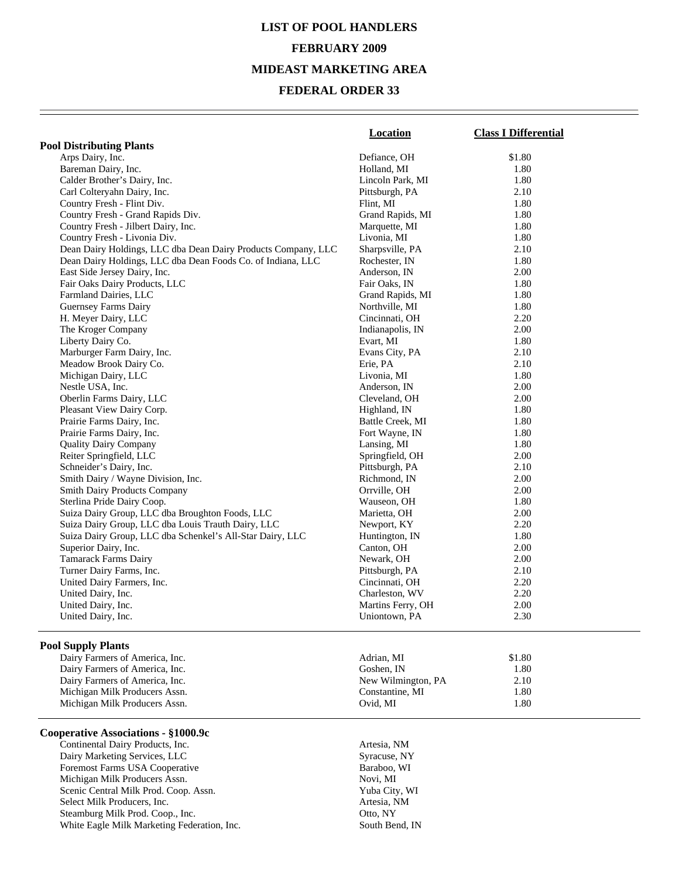# LIST OF POOL HANDLERS

## FEBRUARY 2009

## MIDEAST MARKETING AREA

## FEDERAL ORDER 33

| | Location | Class I Differential |
|---|---|---|
| **Pool Distributing Plants** | | |
| Arps Dairy, Inc. | Defiance, OH | $1.80 |
| Bareman Dairy, Inc. | Holland, MI | 1.80 |
| Calder Brother's Dairy, Inc. | Lincoln Park, MI | 1.80 |
| Carl Colteryahn Dairy, Inc. | Pittsburgh, PA | 2.10 |
| Country Fresh - Flint Div. | Flint, MI | 1.80 |
| Country Fresh - Grand Rapids Div. | Grand Rapids, MI | 1.80 |
| Country Fresh - Jilbert Dairy, Inc. | Marquette, MI | 1.80 |
| Country Fresh - Livonia Div. | Livonia, MI | 1.80 |
| Dean Dairy Holdings, LLC dba Dean Dairy Products Company, LLC | Sharpsville, PA | 2.10 |
| Dean Dairy Holdings, LLC dba Dean Foods Co. of Indiana, LLC | Rochester, IN | 1.80 |
| East Side Jersey Dairy, Inc. | Anderson, IN | 2.00 |
| Fair Oaks Dairy Products, LLC | Fair Oaks, IN | 1.80 |
| Farmland Dairies, LLC | Grand Rapids, MI | 1.80 |
| Guernsey Farms Dairy | Northville, MI | 1.80 |
| H. Meyer Dairy, LLC | Cincinnati, OH | 2.20 |
| The Kroger Company | Indianapolis, IN | 2.00 |
| Liberty Dairy Co. | Evart, MI | 1.80 |
| Marburger Farm Dairy, Inc. | Evans City, PA | 2.10 |
| Meadow Brook Dairy Co. | Erie, PA | 2.10 |
| Michigan Dairy, LLC | Livonia, MI | 1.80 |
| Nestle USA, Inc. | Anderson, IN | 2.00 |
| Oberlin Farms Dairy, LLC | Cleveland, OH | 2.00 |
| Pleasant View Dairy Corp. | Highland, IN | 1.80 |
| Prairie Farms Dairy, Inc. | Battle Creek, MI | 1.80 |
| Prairie Farms Dairy, Inc. | Fort Wayne, IN | 1.80 |
| Quality Dairy Company | Lansing, MI | 1.80 |
| Reiter Springfield, LLC | Springfield, OH | 2.00 |
| Schneider's Dairy, Inc. | Pittsburgh, PA | 2.10 |
| Smith Dairy / Wayne Division, Inc. | Richmond, IN | 2.00 |
| Smith Dairy Products Company | Orrville, OH | 2.00 |
| Sterlina Pride Dairy Coop. | Wauseon, OH | 1.80 |
| Suiza Dairy Group, LLC dba Broughton Foods, LLC | Marietta, OH | 2.00 |
| Suiza Dairy Group, LLC dba Louis Trauth Dairy, LLC | Newport, KY | 2.20 |
| Suiza Dairy Group, LLC dba Schenkel's All-Star Dairy, LLC | Huntington, IN | 1.80 |
| Superior Dairy, Inc. | Canton, OH | 2.00 |
| Tamarack Farms Dairy | Newark, OH | 2.00 |
| Turner Dairy Farms, Inc. | Pittsburgh, PA | 2.10 |
| United Dairy Farmers, Inc. | Cincinnati, OH | 2.20 |
| United Dairy, Inc. | Charleston, WV | 2.20 |
| United Dairy, Inc. | Martins Ferry, OH | 2.00 |
| United Dairy, Inc. | Uniontown, PA | 2.30 |
| **Pool Supply Plants** | | |
| Dairy Farmers of America, Inc. | Adrian, MI | $1.80 |
| Dairy Farmers of America, Inc. | Goshen, IN | 1.80 |
| Dairy Farmers of America, Inc. | New Wilmington, PA | 2.10 |
| Michigan Milk Producers Assn. | Constantine, MI | 1.80 |
| Michigan Milk Producers Assn. | Ovid, MI | 1.80 |
| **Cooperative Associations - §1000.9c** | | |
| Continental Dairy Products, Inc. | Artesia, NM | |
| Dairy Marketing Services, LLC | Syracuse, NY | |
| Foremost Farms USA Cooperative | Baraboo, WI | |
| Michigan Milk Producers Assn. | Novi, MI | |
| Scenic Central Milk Prod. Coop. Assn. | Yuba City, WI | |
| Select Milk Producers, Inc. | Artesia, NM | |
| Steamburg Milk Prod. Coop., Inc. | Otto, NY | |
| White Eagle Milk Marketing Federation, Inc. | South Bend, IN | |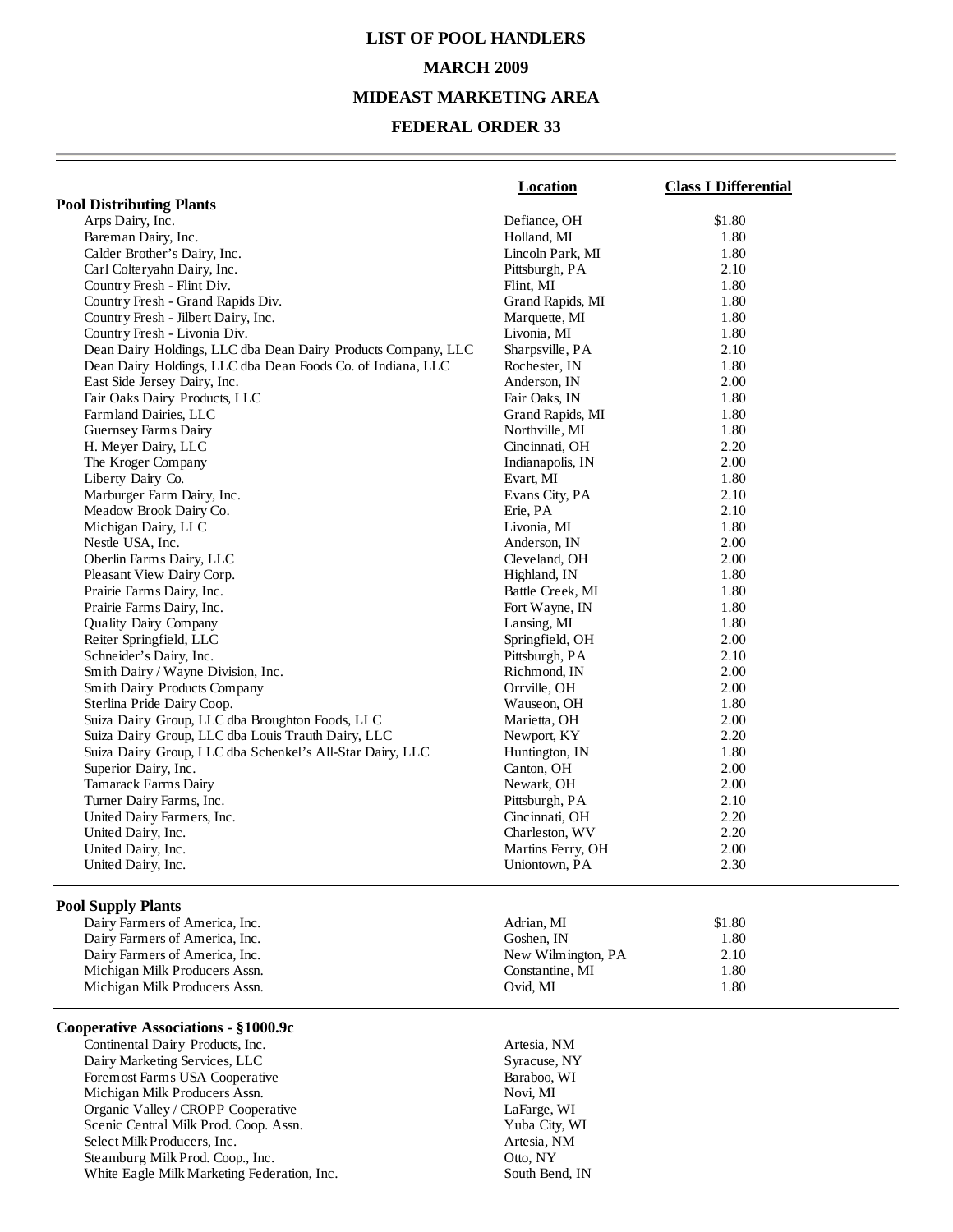# LIST OF POOL HANDLERS

## MARCH 2009

## MIDEAST MARKETING AREA

## FEDERAL ORDER 33

| | Location | Class I Differential |
|---|---|---|
| **Pool Distributing Plants** | | |
| Arps Dairy, Inc. | Defiance, OH | $1.80 |
| Bareman Dairy, Inc. | Holland, MI | 1.80 |
| Calder Brother's Dairy, Inc. | Lincoln Park, MI | 1.80 |
| Carl Colteryahn Dairy, Inc. | Pittsburgh, PA | 2.10 |
| Country Fresh - Flint Div. | Flint, MI | 1.80 |
| Country Fresh - Grand Rapids Div. | Grand Rapids, MI | 1.80 |
| Country Fresh - Jilbert Dairy, Inc. | Marquette, MI | 1.80 |
| Country Fresh - Livonia Div. | Livonia, MI | 1.80 |
| Dean Dairy Holdings, LLC dba Dean Dairy Products Company, LLC | Sharpsville, PA | 2.10 |
| Dean Dairy Holdings, LLC dba Dean Foods Co. of Indiana, LLC | Rochester, IN | 1.80 |
| East Side Jersey Dairy, Inc. | Anderson, IN | 2.00 |
| Fair Oaks Dairy Products, LLC | Fair Oaks, IN | 1.80 |
| Farmland Dairies, LLC | Grand Rapids, MI | 1.80 |
| Guernsey Farms Dairy | Northville, MI | 1.80 |
| H. Meyer Dairy, LLC | Cincinnati, OH | 2.20 |
| The Kroger Company | Indianapolis, IN | 2.00 |
| Liberty Dairy Co. | Evart, MI | 1.80 |
| Marburger Farm Dairy, Inc. | Evans City, PA | 2.10 |
| Meadow Brook Dairy Co. | Erie, PA | 2.10 |
| Michigan Dairy, LLC | Livonia, MI | 1.80 |
| Nestle USA, Inc. | Anderson, IN | 2.00 |
| Oberlin Farms Dairy, LLC | Cleveland, OH | 2.00 |
| Pleasant View Dairy Corp. | Highland, IN | 1.80 |
| Prairie Farms Dairy, Inc. | Battle Creek, MI | 1.80 |
| Prairie Farms Dairy, Inc. | Fort Wayne, IN | 1.80 |
| Quality Dairy Company | Lansing, MI | 1.80 |
| Reiter Springfield, LLC | Springfield, OH | 2.00 |
| Schneider's Dairy, Inc. | Pittsburgh, PA | 2.10 |
| Smith Dairy / Wayne Division, Inc. | Richmond, IN | 2.00 |
| Smith Dairy Products Company | Orrville, OH | 2.00 |
| Sterlina Pride Dairy Coop. | Wauseon, OH | 1.80 |
| Suiza Dairy Group, LLC dba Broughton Foods, LLC | Marietta, OH | 2.00 |
| Suiza Dairy Group, LLC dba Louis Trauth Dairy, LLC | Newport, KY | 2.20 |
| Suiza Dairy Group, LLC dba Schenkel's All-Star Dairy, LLC | Huntington, IN | 1.80 |
| Superior Dairy, Inc. | Canton, OH | 2.00 |
| Tamarack Farms Dairy | Newark, OH | 2.00 |
| Turner Dairy Farms, Inc. | Pittsburgh, PA | 2.10 |
| United Dairy Farmers, Inc. | Cincinnati, OH | 2.20 |
| United Dairy, Inc. | Charleston, WV | 2.20 |
| United Dairy, Inc. | Martins Ferry, OH | 2.00 |
| United Dairy, Inc. | Uniontown, PA | 2.30 |
| **Pool Supply Plants** | | |
| Dairy Farmers of America, Inc. | Adrian, MI | $1.80 |
| Dairy Farmers of America, Inc. | Goshen, IN | 1.80 |
| Dairy Farmers of America, Inc. | New Wilmington, PA | 2.10 |
| Michigan Milk Producers Assn. | Constantine, MI | 1.80 |
| Michigan Milk Producers Assn. | Ovid, MI | 1.80 |
| **Cooperative Associations - §1000.9c** | | |
| Continental Dairy Products, Inc. | Artesia, NM | |
| Dairy Marketing Services, LLC | Syracuse, NY | |
| Foremost Farms USA Cooperative | Baraboo, WI | |
| Michigan Milk Producers Assn. | Novi, MI | |
| Organic Valley / CROPP Cooperative | LaFarge, WI | |
| Scenic Central Milk Prod. Coop. Assn. | Yuba City, WI | |
| Select Milk Producers, Inc. | Artesia, NM | |
| Steamburg Milk Prod. Coop., Inc. | Otto, NY | |
| White Eagle Milk Marketing Federation, Inc. | South Bend, IN | |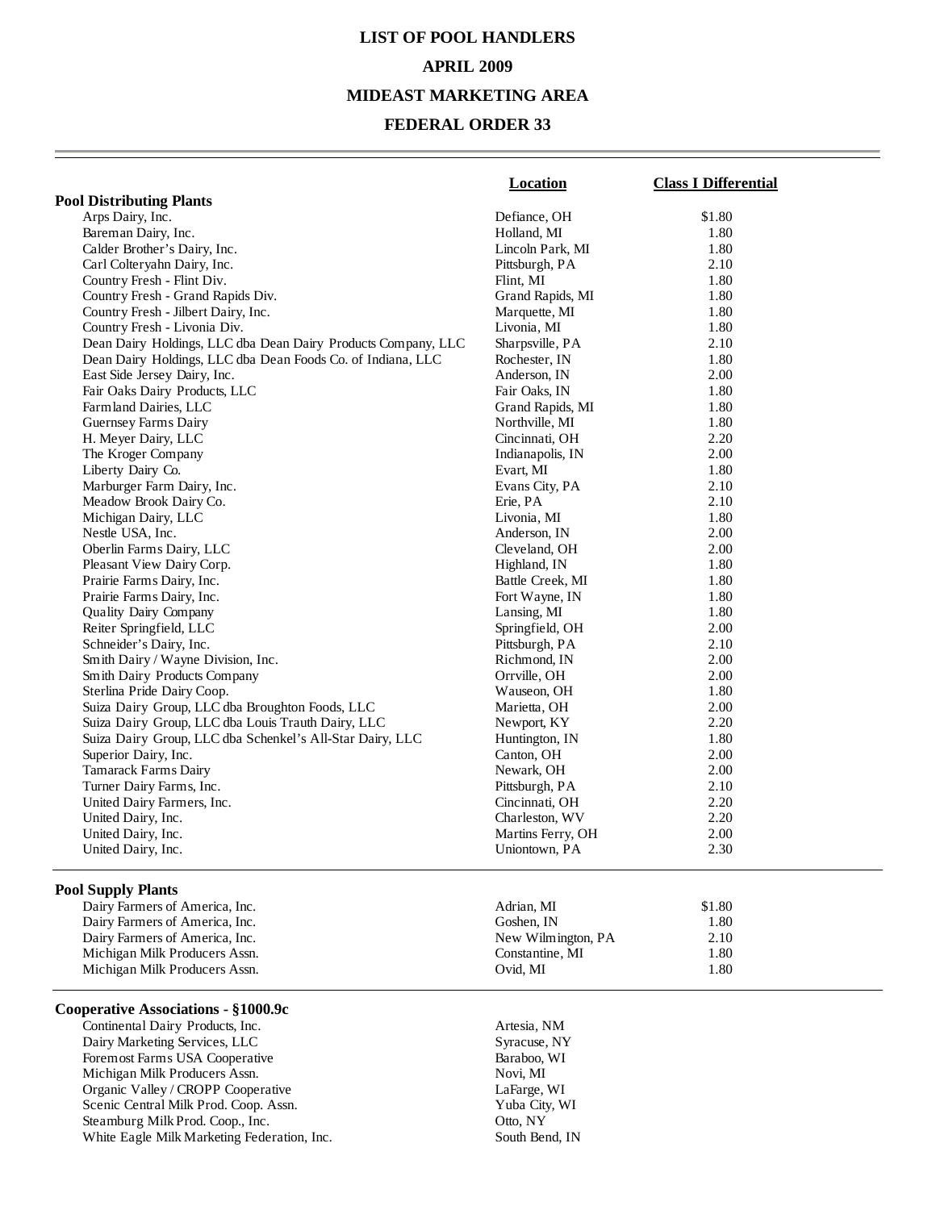# LIST OF POOL HANDLERS

## APRIL 2009

## MIDEAST MARKETING AREA

## FEDERAL ORDER 33

| | Location | Class I Differential |
|---|---|---|
| **Pool Distributing Plants** | | |
| Arps Dairy, Inc. | Defiance, OH | $1.80 |
| Bareman Dairy, Inc. | Holland, MI | 1.80 |
| Calder Brother's Dairy, Inc. | Lincoln Park, MI | 1.80 |
| Carl Colteryahn Dairy, Inc. | Pittsburgh, PA | 2.10 |
| Country Fresh - Flint Div. | Flint, MI | 1.80 |
| Country Fresh - Grand Rapids Div. | Grand Rapids, MI | 1.80 |
| Country Fresh - Jilbert Dairy, Inc. | Marquette, MI | 1.80 |
| Country Fresh - Livonia Div. | Livonia, MI | 1.80 |
| Dean Dairy Holdings, LLC dba Dean Dairy Products Company, LLC | Sharpsville, PA | 2.10 |
| Dean Dairy Holdings, LLC dba Dean Foods Co. of Indiana, LLC | Rochester, IN | 1.80 |
| East Side Jersey Dairy, Inc. | Anderson, IN | 2.00 |
| Fair Oaks Dairy Products, LLC | Fair Oaks, IN | 1.80 |
| Farmland Dairies, LLC | Grand Rapids, MI | 1.80 |
| Guernsey Farms Dairy | Northville, MI | 1.80 |
| H. Meyer Dairy, LLC | Cincinnati, OH | 2.20 |
| The Kroger Company | Indianapolis, IN | 2.00 |
| Liberty Dairy Co. | Evart, MI | 1.80 |
| Marburger Farm Dairy, Inc. | Evans City, PA | 2.10 |
| Meadow Brook Dairy Co. | Erie, PA | 2.10 |
| Michigan Dairy, LLC | Livonia, MI | 1.80 |
| Nestle USA, Inc. | Anderson, IN | 2.00 |
| Oberlin Farms Dairy, LLC | Cleveland, OH | 2.00 |
| Pleasant View Dairy Corp. | Highland, IN | 1.80 |
| Prairie Farms Dairy, Inc. | Battle Creek, MI | 1.80 |
| Prairie Farms Dairy, Inc. | Fort Wayne, IN | 1.80 |
| Quality Dairy Company | Lansing, MI | 1.80 |
| Reiter Springfield, LLC | Springfield, OH | 2.00 |
| Schneider's Dairy, Inc. | Pittsburgh, PA | 2.10 |
| Smith Dairy / Wayne Division, Inc. | Richmond, IN | 2.00 |
| Smith Dairy Products Company | Orrville, OH | 2.00 |
| Sterlina Pride Dairy Coop. | Wauseon, OH | 1.80 |
| Suiza Dairy Group, LLC dba Broughton Foods, LLC | Marietta, OH | 2.00 |
| Suiza Dairy Group, LLC dba Louis Trauth Dairy, LLC | Newport, KY | 2.20 |
| Suiza Dairy Group, LLC dba Schenkel's All-Star Dairy, LLC | Huntington, IN | 1.80 |
| Superior Dairy, Inc. | Canton, OH | 2.00 |
| Tamarack Farms Dairy | Newark, OH | 2.00 |
| Turner Dairy Farms, Inc. | Pittsburgh, PA | 2.10 |
| United Dairy Farmers, Inc. | Cincinnati, OH | 2.20 |
| United Dairy, Inc. | Charleston, WV | 2.20 |
| United Dairy, Inc. | Martins Ferry, OH | 2.00 |
| United Dairy, Inc. | Uniontown, PA | 2.30 |
| **Pool Supply Plants** | | |
| Dairy Farmers of America, Inc. | Adrian, MI | $1.80 |
| Dairy Farmers of America, Inc. | Goshen, IN | 1.80 |
| Dairy Farmers of America, Inc. | New Wilmington, PA | 2.10 |
| Michigan Milk Producers Assn. | Constantine, MI | 1.80 |
| Michigan Milk Producers Assn. | Ovid, MI | 1.80 |
| **Cooperative Associations - §1000.9c** | | |
| Continental Dairy Products, Inc. | Artesia, NM | |
| Dairy Marketing Services, LLC | Syracuse, NY | |
| Foremost Farms USA Cooperative | Baraboo, WI | |
| Michigan Milk Producers Assn. | Novi, MI | |
| Organic Valley / CROPP Cooperative | LaFarge, WI | |
| Scenic Central Milk Prod. Coop. Assn. | Yuba City, WI | |
| Steamburg Milk Prod. Coop., Inc. | Otto, NY | |
| White Eagle Milk Marketing Federation, Inc. | South Bend, IN | |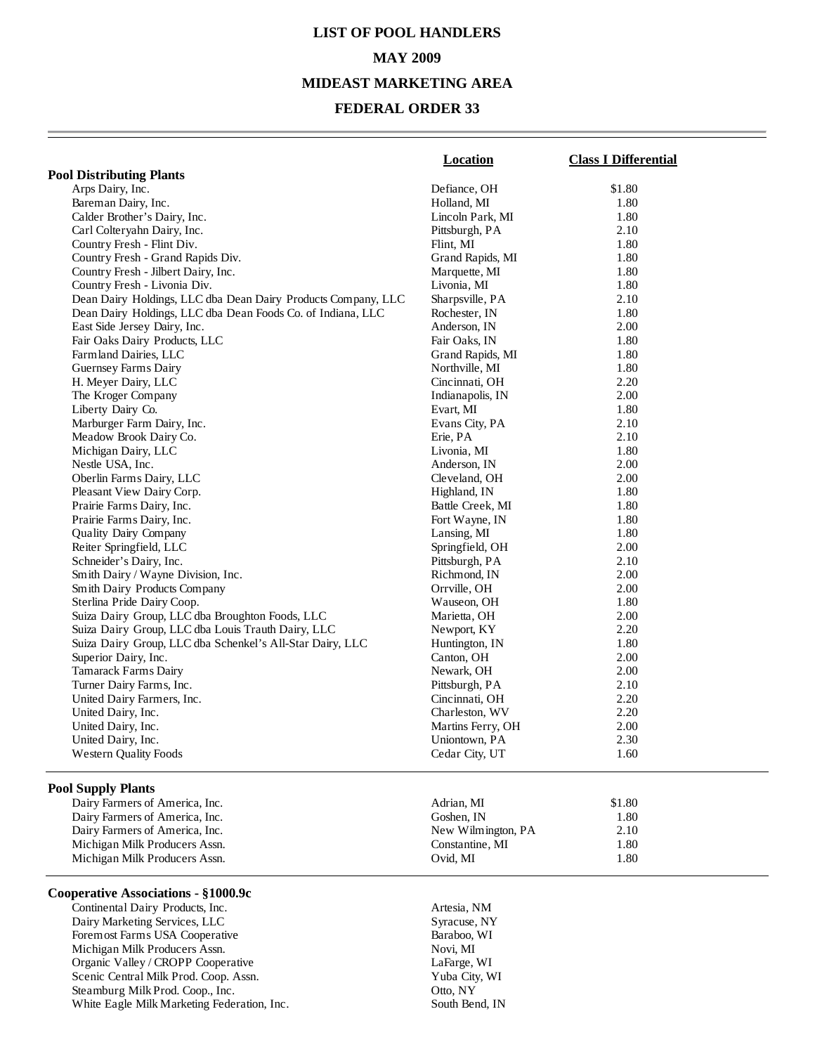# LIST OF POOL HANDLERS

## MAY 2009

## MIDEAST MARKETING AREA

## FEDERAL ORDER 33

| | Location | Class I Differential |
|---|---|---|
| **Pool Distributing Plants** | | |
| Arps Dairy, Inc. | Defiance, OH | $1.80 |
| Bareman Dairy, Inc. | Holland, MI | 1.80 |
| Calder Brother's Dairy, Inc. | Lincoln Park, MI | 1.80 |
| Carl Colteryahn Dairy, Inc. | Pittsburgh, PA | 2.10 |
| Country Fresh - Flint Div. | Flint, MI | 1.80 |
| Country Fresh - Grand Rapids Div. | Grand Rapids, MI | 1.80 |
| Country Fresh - Jilbert Dairy, Inc. | Marquette, MI | 1.80 |
| Country Fresh - Livonia Div. | Livonia, MI | 1.80 |
| Dean Dairy Holdings, LLC dba Dean Dairy Products Company, LLC | Sharpsville, PA | 2.10 |
| Dean Dairy Holdings, LLC dba Dean Foods Co. of Indiana, LLC | Rochester, IN | 1.80 |
| East Side Jersey Dairy, Inc. | Anderson, IN | 2.00 |
| Fair Oaks Dairy Products, LLC | Fair Oaks, IN | 1.80 |
| Farmland Dairies, LLC | Grand Rapids, MI | 1.80 |
| Guernsey Farms Dairy | Northville, MI | 1.80 |
| H. Meyer Dairy, LLC | Cincinnati, OH | 2.20 |
| The Kroger Company | Indianapolis, IN | 2.00 |
| Liberty Dairy Co. | Evart, MI | 1.80 |
| Marburger Farm Dairy, Inc. | Evans City, PA | 2.10 |
| Meadow Brook Dairy Co. | Erie, PA | 2.10 |
| Michigan Dairy, LLC | Livonia, MI | 1.80 |
| Nestle USA, Inc. | Anderson, IN | 2.00 |
| Oberlin Farms Dairy, LLC | Cleveland, OH | 2.00 |
| Pleasant View Dairy Corp. | Highland, IN | 1.80 |
| Prairie Farms Dairy, Inc. | Battle Creek, MI | 1.80 |
| Prairie Farms Dairy, Inc. | Fort Wayne, IN | 1.80 |
| Quality Dairy Company | Lansing, MI | 1.80 |
| Reiter Springfield, LLC | Springfield, OH | 2.00 |
| Schneider's Dairy, Inc. | Pittsburgh, PA | 2.10 |
| Smith Dairy / Wayne Division, Inc. | Richmond, IN | 2.00 |
| Smith Dairy Products Company | Orrville, OH | 2.00 |
| Sterlina Pride Dairy Coop. | Wauseon, OH | 1.80 |
| Suiza Dairy Group, LLC dba Broughton Foods, LLC | Marietta, OH | 2.00 |
| Suiza Dairy Group, LLC dba Louis Trauth Dairy, LLC | Newport, KY | 2.20 |
| Suiza Dairy Group, LLC dba Schenkel's All-Star Dairy, LLC | Huntington, IN | 1.80 |
| Superior Dairy, Inc. | Canton, OH | 2.00 |
| Tamarack Farms Dairy | Newark, OH | 2.00 |
| Turner Dairy Farms, Inc. | Pittsburgh, PA | 2.10 |
| United Dairy Farmers, Inc. | Cincinnati, OH | 2.20 |
| United Dairy, Inc. | Charleston, WV | 2.20 |
| United Dairy, Inc. | Martins Ferry, OH | 2.00 |
| United Dairy, Inc. | Uniontown, PA | 2.30 |
| Western Quality Foods | Cedar City, UT | 1.60 |
| **Pool Supply Plants** | | |
| Dairy Farmers of America, Inc. | Adrian, MI | $1.80 |
| Dairy Farmers of America, Inc. | Goshen, IN | 1.80 |
| Dairy Farmers of America, Inc. | New Wilmington, PA | 2.10 |
| Michigan Milk Producers Assn. | Constantine, MI | 1.80 |
| Michigan Milk Producers Assn. | Ovid, MI | 1.80 |
| **Cooperative Associations - §1000.9c** | | |
| Continental Dairy Products, Inc. | Artesia, NM | |
| Dairy Marketing Services, LLC | Syracuse, NY | |
| Foremost Farms USA Cooperative | Baraboo, WI | |
| Michigan Milk Producers Assn. | Novi, MI | |
| Organic Valley / CROPP Cooperative | LaFarge, WI | |
| Scenic Central Milk Prod. Coop. Assn. | Yuba City, WI | |
| Steamburg Milk Prod. Coop., Inc. | Otto, NY | |
| White Eagle Milk Marketing Federation, Inc. | South Bend, IN | |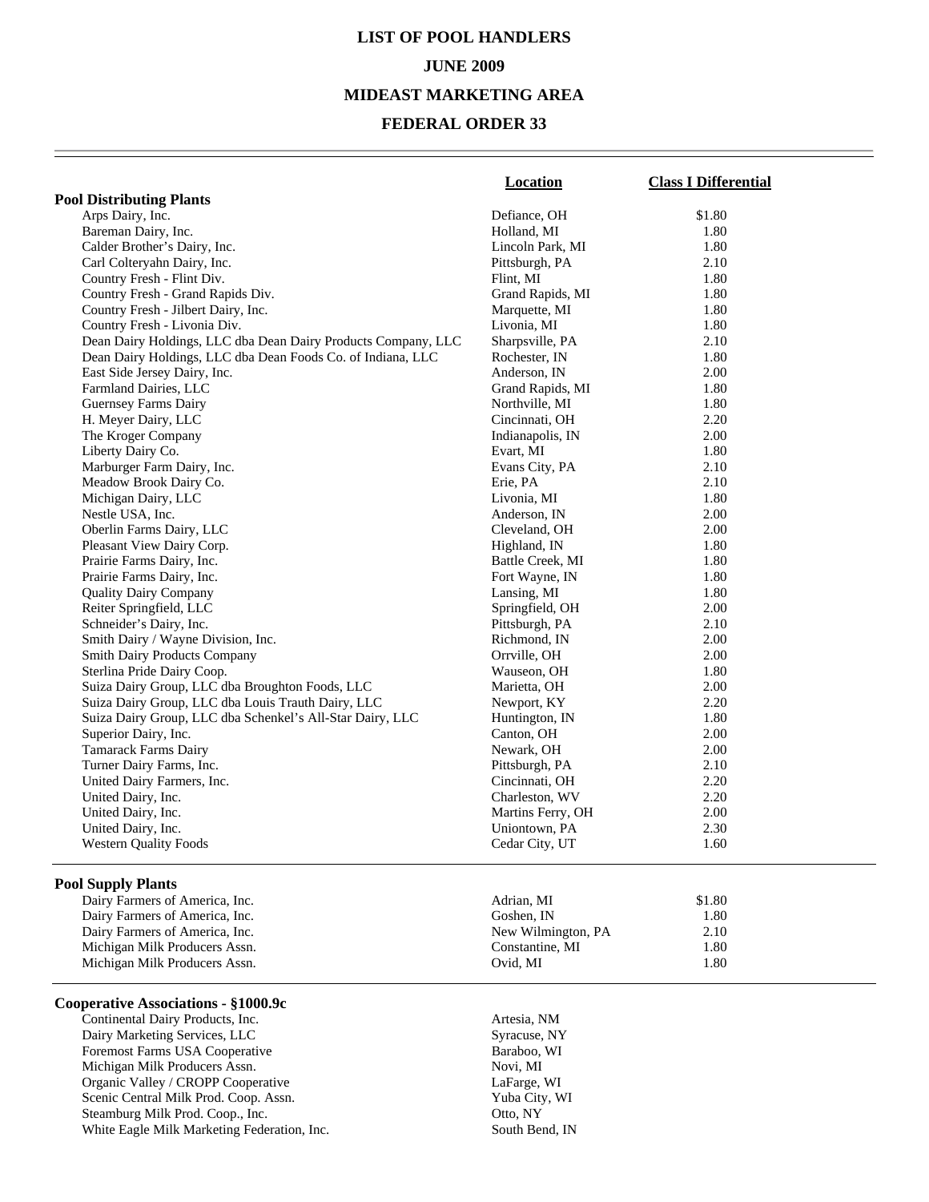# LIST OF POOL HANDLERS

## JUNE 2009

## MIDEAST MARKETING AREA

## FEDERAL ORDER 33

| | Location | Class I Differential |
|---|---|---|
| **Pool Distributing Plants** | | |
| Arps Dairy, Inc. | Defiance, OH | $1.80 |
| Bareman Dairy, Inc. | Holland, MI | 1.80 |
| Calder Brother's Dairy, Inc. | Lincoln Park, MI | 1.80 |
| Carl Colteryahn Dairy, Inc. | Pittsburgh, PA | 2.10 |
| Country Fresh - Flint Div. | Flint, MI | 1.80 |
| Country Fresh - Grand Rapids Div. | Grand Rapids, MI | 1.80 |
| Country Fresh - Jilbert Dairy, Inc. | Marquette, MI | 1.80 |
| Country Fresh - Livonia Div. | Livonia, MI | 1.80 |
| Dean Dairy Holdings, LLC dba Dean Dairy Products Company, LLC | Sharpsville, PA | 2.10 |
| Dean Dairy Holdings, LLC dba Dean Foods Co. of Indiana, LLC | Rochester, IN | 1.80 |
| East Side Jersey Dairy, Inc. | Anderson, IN | 2.00 |
| Farmland Dairies, LLC | Grand Rapids, MI | 1.80 |
| Guernsey Farms Dairy | Northville, MI | 1.80 |
| H. Meyer Dairy, LLC | Cincinnati, OH | 2.20 |
| The Kroger Company | Indianapolis, IN | 2.00 |
| Liberty Dairy Co. | Evart, MI | 1.80 |
| Marburger Farm Dairy, Inc. | Evans City, PA | 2.10 |
| Meadow Brook Dairy Co. | Erie, PA | 2.10 |
| Michigan Dairy, LLC | Livonia, MI | 1.80 |
| Nestle USA, Inc. | Anderson, IN | 2.00 |
| Oberlin Farms Dairy, LLC | Cleveland, OH | 2.00 |
| Pleasant View Dairy Corp. | Highland, IN | 1.80 |
| Prairie Farms Dairy, Inc. | Battle Creek, MI | 1.80 |
| Prairie Farms Dairy, Inc. | Fort Wayne, IN | 1.80 |
| Quality Dairy Company | Lansing, MI | 1.80 |
| Reiter Springfield, LLC | Springfield, OH | 2.00 |
| Schneider's Dairy, Inc. | Pittsburgh, PA | 2.10 |
| Smith Dairy / Wayne Division, Inc. | Richmond, IN | 2.00 |
| Smith Dairy Products Company | Orrville, OH | 2.00 |
| Sterlina Pride Dairy Coop. | Wauseon, OH | 1.80 |
| Suiza Dairy Group, LLC dba Broughton Foods, LLC | Marietta, OH | 2.00 |
| Suiza Dairy Group, LLC dba Louis Trauth Dairy, LLC | Newport, KY | 2.20 |
| Suiza Dairy Group, LLC dba Schenkel's All-Star Dairy, LLC | Huntington, IN | 1.80 |
| Superior Dairy, Inc. | Canton, OH | 2.00 |
| Tamarack Farms Dairy | Newark, OH | 2.00 |
| Turner Dairy Farms, Inc. | Pittsburgh, PA | 2.10 |
| United Dairy Farmers, Inc. | Cincinnati, OH | 2.20 |
| United Dairy, Inc. | Charleston, WV | 2.20 |
| United Dairy, Inc. | Martins Ferry, OH | 2.00 |
| United Dairy, Inc. | Uniontown, PA | 2.30 |
| Western Quality Foods | Cedar City, UT | 1.60 |
| **Pool Supply Plants** | | |
| Dairy Farmers of America, Inc. | Adrian, MI | $1.80 |
| Dairy Farmers of America, Inc. | Goshen, IN | 1.80 |
| Dairy Farmers of America, Inc. | New Wilmington, PA | 2.10 |
| Michigan Milk Producers Assn. | Constantine, MI | 1.80 |
| Michigan Milk Producers Assn. | Ovid, MI | 1.80 |
| **Cooperative Associations - §1000.9c** | | |
| Continental Dairy Products, Inc. | Artesia, NM | |
| Dairy Marketing Services, LLC | Syracuse, NY | |
| Foremost Farms USA Cooperative | Baraboo, WI | |
| Michigan Milk Producers Assn. | Novi, MI | |
| Organic Valley / CROPP Cooperative | LaFarge, WI | |
| Scenic Central Milk Prod. Coop. Assn. | Yuba City, WI | |
| Steamburg Milk Prod. Coop., Inc. | Otto, NY | |
| White Eagle Milk Marketing Federation, Inc. | South Bend, IN | |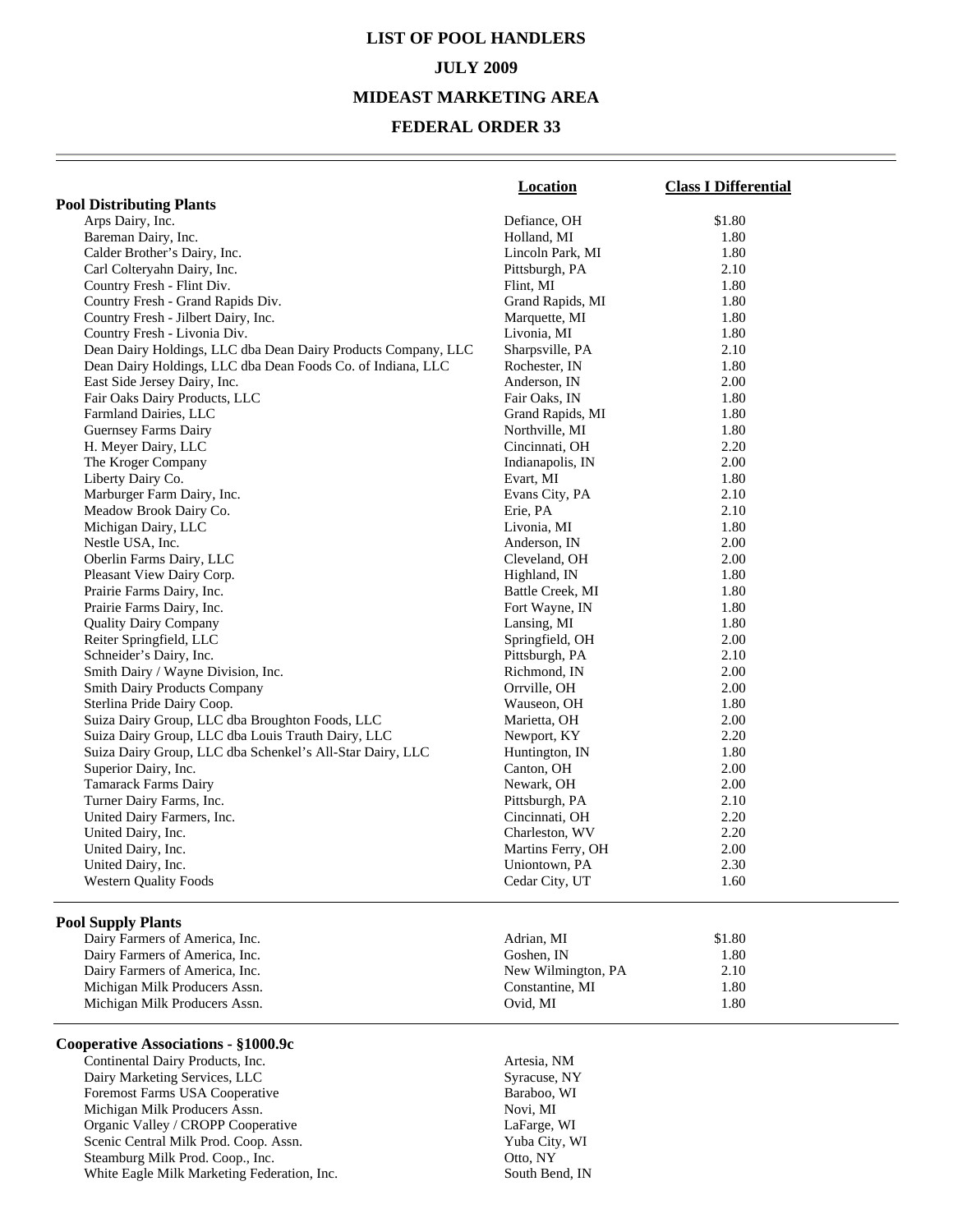# LIST OF POOL HANDLERS

## JULY 2009

## MIDEAST MARKETING AREA

## FEDERAL ORDER 33

| | Location | Class I Differential |
|---|---|---|
| **Pool Distributing Plants** | | |
| Arps Dairy, Inc. | Defiance, OH | $1.80 |
| Bareman Dairy, Inc. | Holland, MI | 1.80 |
| Calder Brother's Dairy, Inc. | Lincoln Park, MI | 1.80 |
| Carl Colteryahn Dairy, Inc. | Pittsburgh, PA | 2.10 |
| Country Fresh - Flint Div. | Flint, MI | 1.80 |
| Country Fresh - Grand Rapids Div. | Grand Rapids, MI | 1.80 |
| Country Fresh - Jilbert Dairy, Inc. | Marquette, MI | 1.80 |
| Country Fresh - Livonia Div. | Livonia, MI | 1.80 |
| Dean Dairy Holdings, LLC dba Dean Dairy Products Company, LLC | Sharpsville, PA | 2.10 |
| Dean Dairy Holdings, LLC dba Dean Foods Co. of Indiana, LLC | Rochester, IN | 1.80 |
| East Side Jersey Dairy, Inc. | Anderson, IN | 2.00 |
| Fair Oaks Dairy Products, LLC | Fair Oaks, IN | 1.80 |
| Farmland Dairies, LLC | Grand Rapids, MI | 1.80 |
| Guernsey Farms Dairy | Northville, MI | 1.80 |
| H. Meyer Dairy, LLC | Cincinnati, OH | 2.20 |
| The Kroger Company | Indianapolis, IN | 2.00 |
| Liberty Dairy Co. | Evart, MI | 1.80 |
| Marburger Farm Dairy, Inc. | Evans City, PA | 2.10 |
| Meadow Brook Dairy Co. | Erie, PA | 2.10 |
| Michigan Dairy, LLC | Livonia, MI | 1.80 |
| Nestle USA, Inc. | Anderson, IN | 2.00 |
| Oberlin Farms Dairy, LLC | Cleveland, OH | 2.00 |
| Pleasant View Dairy Corp. | Highland, IN | 1.80 |
| Prairie Farms Dairy, Inc. | Battle Creek, MI | 1.80 |
| Prairie Farms Dairy, Inc. | Fort Wayne, IN | 1.80 |
| Quality Dairy Company | Lansing, MI | 1.80 |
| Reiter Springfield, LLC | Springfield, OH | 2.00 |
| Schneider's Dairy, Inc. | Pittsburgh, PA | 2.10 |
| Smith Dairy / Wayne Division, Inc. | Richmond, IN | 2.00 |
| Smith Dairy Products Company | Orrville, OH | 2.00 |
| Sterlina Pride Dairy Coop. | Wauseon, OH | 1.80 |
| Suiza Dairy Group, LLC dba Broughton Foods, LLC | Marietta, OH | 2.00 |
| Suiza Dairy Group, LLC dba Louis Trauth Dairy, LLC | Newport, KY | 2.20 |
| Suiza Dairy Group, LLC dba Schenkel's All-Star Dairy, LLC | Huntington, IN | 1.80 |
| Superior Dairy, Inc. | Canton, OH | 2.00 |
| Tamarack Farms Dairy | Newark, OH | 2.00 |
| Turner Dairy Farms, Inc. | Pittsburgh, PA | 2.10 |
| United Dairy Farmers, Inc. | Cincinnati, OH | 2.20 |
| United Dairy, Inc. | Charleston, WV | 2.20 |
| United Dairy, Inc. | Martins Ferry, OH | 2.00 |
| United Dairy, Inc. | Uniontown, PA | 2.30 |
| Western Quality Foods | Cedar City, UT | 1.60 |
| **Pool Supply Plants** | | |
| Dairy Farmers of America, Inc. | Adrian, MI | $1.80 |
| Dairy Farmers of America, Inc. | Goshen, IN | 1.80 |
| Dairy Farmers of America, Inc. | New Wilmington, PA | 2.10 |
| Michigan Milk Producers Assn. | Constantine, MI | 1.80 |
| Michigan Milk Producers Assn. | Ovid, MI | 1.80 |
| **Cooperative Associations - §1000.9c** | | |
| Continental Dairy Products, Inc. | Artesia, NM | |
| Dairy Marketing Services, LLC | Syracuse, NY | |
| Foremost Farms USA Cooperative | Baraboo, WI | |
| Michigan Milk Producers Assn. | Novi, MI | |
| Organic Valley / CROPP Cooperative | LaFarge, WI | |
| Scenic Central Milk Prod. Coop. Assn. | Yuba City, WI | |
| Steamburg Milk Prod. Coop., Inc. | Otto, NY | |
| White Eagle Milk Marketing Federation, Inc. | South Bend, IN | |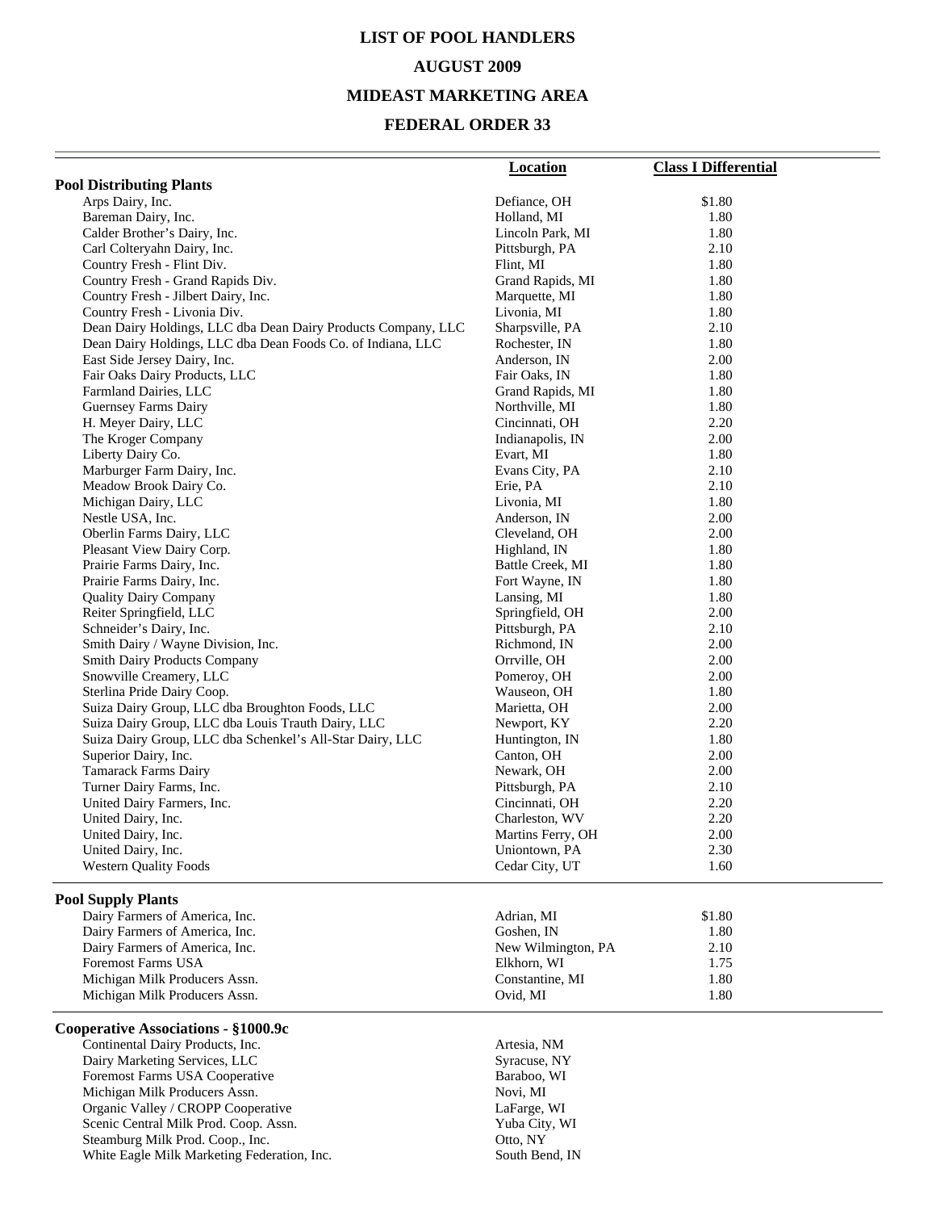# LIST OF POOL HANDLERS

## AUGUST 2009

## MIDEAST MARKETING AREA

## FEDERAL ORDER 33

| | Location | Class I Differential |
|---|---|---|
| **Pool Distributing Plants** | | |
| Arps Dairy, Inc. | Defiance, OH | $1.80 |
| Bareman Dairy, Inc. | Holland, MI | 1.80 |
| Calder Brother's Dairy, Inc. | Lincoln Park, MI | 1.80 |
| Carl Colteryahn Dairy, Inc. | Pittsburgh, PA | 2.10 |
| Country Fresh - Flint Div. | Flint, MI | 1.80 |
| Country Fresh - Grand Rapids Div. | Grand Rapids, MI | 1.80 |
| Country Fresh - Jilbert Dairy, Inc. | Marquette, MI | 1.80 |
| Country Fresh - Livonia Div. | Livonia, MI | 1.80 |
| Dean Dairy Holdings, LLC dba Dean Dairy Products Company, LLC | Sharpsville, PA | 2.10 |
| Dean Dairy Holdings, LLC dba Dean Foods Co. of Indiana, LLC | Rochester, IN | 1.80 |
| East Side Jersey Dairy, Inc. | Anderson, IN | 2.00 |
| Fair Oaks Dairy Products, LLC | Fair Oaks, IN | 1.80 |
| Farmland Dairies, LLC | Grand Rapids, MI | 1.80 |
| Guernsey Farms Dairy | Northville, MI | 1.80 |
| H. Meyer Dairy, LLC | Cincinnati, OH | 2.20 |
| The Kroger Company | Indianapolis, IN | 2.00 |
| Liberty Dairy Co. | Evart, MI | 1.80 |
| Marburger Farm Dairy, Inc. | Evans City, PA | 2.10 |
| Meadow Brook Dairy Co. | Erie, PA | 2.10 |
| Michigan Dairy, LLC | Livonia, MI | 1.80 |
| Nestle USA, Inc. | Anderson, IN | 2.00 |
| Oberlin Farms Dairy, LLC | Cleveland, OH | 2.00 |
| Pleasant View Dairy Corp. | Highland, IN | 1.80 |
| Prairie Farms Dairy, Inc. | Battle Creek, MI | 1.80 |
| Prairie Farms Dairy, Inc. | Fort Wayne, IN | 1.80 |
| Quality Dairy Company | Lansing, MI | 1.80 |
| Reiter Springfield, LLC | Springfield, OH | 2.00 |
| Schneider's Dairy, Inc. | Pittsburgh, PA | 2.10 |
| Smith Dairy / Wayne Division, Inc. | Richmond, IN | 2.00 |
| Smith Dairy Products Company | Orrville, OH | 2.00 |
| Snowville Creamery, LLC | Pomeroy, OH | 2.00 |
| Sterlina Pride Dairy Coop. | Wauseon, OH | 1.80 |
| Suiza Dairy Group, LLC dba Broughton Foods, LLC | Marietta, OH | 2.00 |
| Suiza Dairy Group, LLC dba Louis Trauth Dairy, LLC | Newport, KY | 2.20 |
| Suiza Dairy Group, LLC dba Schenkel's All-Star Dairy, LLC | Huntington, IN | 1.80 |
| Superior Dairy, Inc. | Canton, OH | 2.00 |
| Tamarack Farms Dairy | Newark, OH | 2.00 |
| Turner Dairy Farms, Inc. | Pittsburgh, PA | 2.10 |
| United Dairy Farmers, Inc. | Cincinnati, OH | 2.20 |
| United Dairy, Inc. | Charleston, WV | 2.20 |
| United Dairy, Inc. | Martins Ferry, OH | 2.00 |
| United Dairy, Inc. | Uniontown, PA | 2.30 |
| Western Quality Foods | Cedar City, UT | 1.60 |
| **Pool Supply Plants** | | |
| Dairy Farmers of America, Inc. | Adrian, MI | $1.80 |
| Dairy Farmers of America, Inc. | Goshen, IN | 1.80 |
| Dairy Farmers of America, Inc. | New Wilmington, PA | 2.10 |
| Foremost Farms USA | Elkhorn, WI | 1.75 |
| Michigan Milk Producers Assn. | Constantine, MI | 1.80 |
| Michigan Milk Producers Assn. | Ovid, MI | 1.80 |
| **Cooperative Associations - §1000.9c** | | |
| Continental Dairy Products, Inc. | Artesia, NM | |
| Dairy Marketing Services, LLC | Syracuse, NY | |
| Foremost Farms USA Cooperative | Baraboo, WI | |
| Michigan Milk Producers Assn. | Novi, MI | |
| Organic Valley / CROPP Cooperative | LaFarge, WI | |
| Scenic Central Milk Prod. Coop. Assn. | Yuba City, WI | |
| Steamburg Milk Prod. Coop., Inc. | Otto, NY | |
| White Eagle Milk Marketing Federation, Inc. | South Bend, IN | |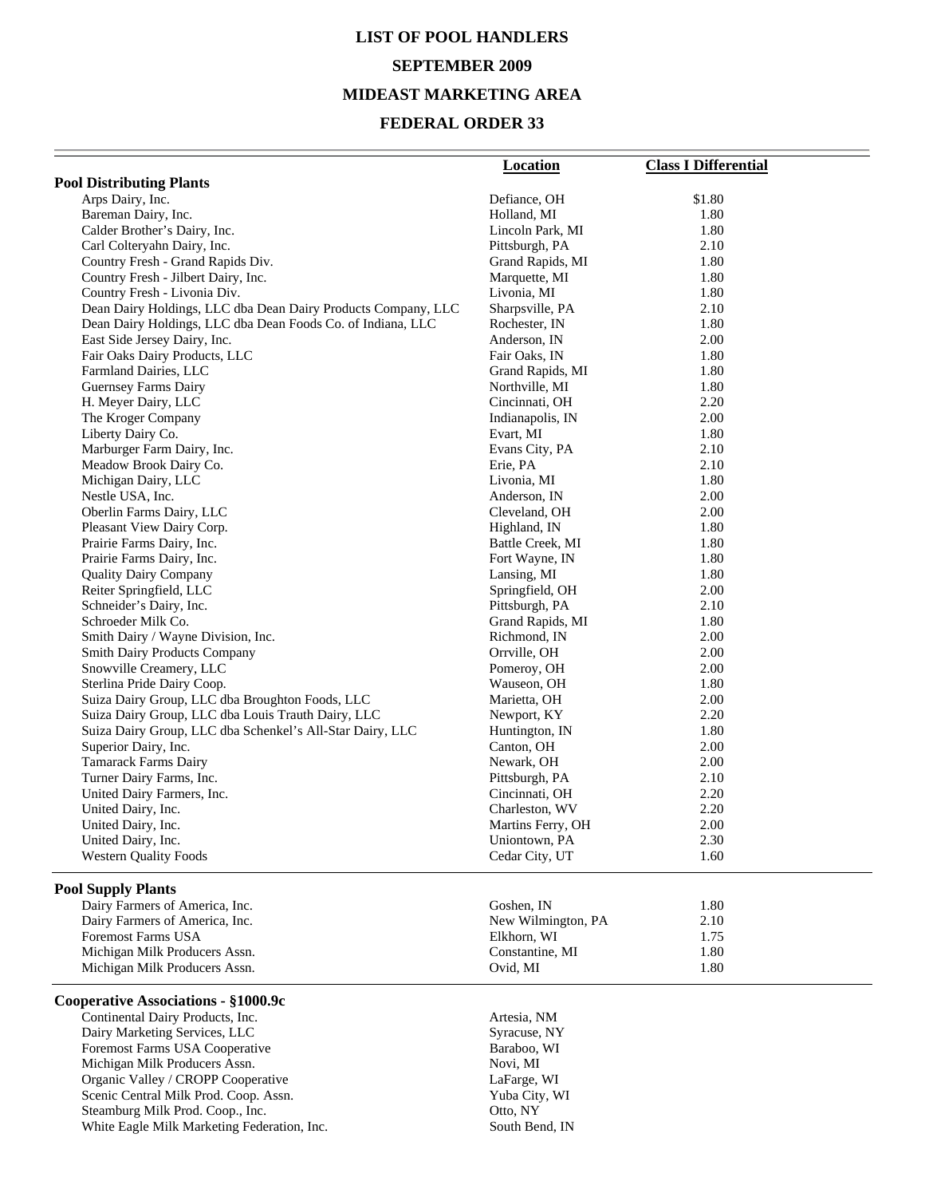# LIST OF POOL HANDLERS

## SEPTEMBER 2009

## MIDEAST MARKETING AREA

## FEDERAL ORDER 33

| | Location | Class I Differential |
|---|---|---|
| **Pool Distributing Plants** | | |
| Arps Dairy, Inc. | Defiance, OH | $1.80 |
| Bareman Dairy, Inc. | Holland, MI | 1.80 |
| Calder Brother's Dairy, Inc. | Lincoln Park, MI | 1.80 |
| Carl Colteryahn Dairy, Inc. | Pittsburgh, PA | 2.10 |
| Country Fresh - Grand Rapids Div. | Grand Rapids, MI | 1.80 |
| Country Fresh - Jilbert Dairy, Inc. | Marquette, MI | 1.80 |
| Country Fresh - Livonia Div. | Livonia, MI | 1.80 |
| Dean Dairy Holdings, LLC dba Dean Dairy Products Company, LLC | Sharpsville, PA | 2.10 |
| Dean Dairy Holdings, LLC dba Dean Foods Co. of Indiana, LLC | Rochester, IN | 1.80 |
| East Side Jersey Dairy, Inc. | Anderson, IN | 2.00 |
| Fair Oaks Dairy Products, LLC | Fair Oaks, IN | 1.80 |
| Farmland Dairies, LLC | Grand Rapids, MI | 1.80 |
| Guernsey Farms Dairy | Northville, MI | 1.80 |
| H. Meyer Dairy, LLC | Cincinnati, OH | 2.20 |
| The Kroger Company | Indianapolis, IN | 2.00 |
| Liberty Dairy Co. | Evart, MI | 1.80 |
| Marburger Farm Dairy, Inc. | Evans City, PA | 2.10 |
| Meadow Brook Dairy Co. | Erie, PA | 2.10 |
| Michigan Dairy, LLC | Livonia, MI | 1.80 |
| Nestle USA, Inc. | Anderson, IN | 2.00 |
| Oberlin Farms Dairy, LLC | Cleveland, OH | 2.00 |
| Pleasant View Dairy Corp. | Highland, IN | 1.80 |
| Prairie Farms Dairy, Inc. | Battle Creek, MI | 1.80 |
| Prairie Farms Dairy, Inc. | Fort Wayne, IN | 1.80 |
| Quality Dairy Company | Lansing, MI | 1.80 |
| Reiter Springfield, LLC | Springfield, OH | 2.00 |
| Schneider's Dairy, Inc. | Pittsburgh, PA | 2.10 |
| Schroeder Milk Co. | Grand Rapids, MI | 1.80 |
| Smith Dairy / Wayne Division, Inc. | Richmond, IN | 2.00 |
| Smith Dairy Products Company | Orrville, OH | 2.00 |
| Snowville Creamery, LLC | Pomeroy, OH | 2.00 |
| Sterlina Pride Dairy Coop. | Wauseon, OH | 1.80 |
| Suiza Dairy Group, LLC dba Broughton Foods, LLC | Marietta, OH | 2.00 |
| Suiza Dairy Group, LLC dba Louis Trauth Dairy, LLC | Newport, KY | 2.20 |
| Suiza Dairy Group, LLC dba Schenkel's All-Star Dairy, LLC | Huntington, IN | 1.80 |
| Superior Dairy, Inc. | Canton, OH | 2.00 |
| Tamarack Farms Dairy | Newark, OH | 2.00 |
| Turner Dairy Farms, Inc. | Pittsburgh, PA | 2.10 |
| United Dairy Farmers, Inc. | Cincinnati, OH | 2.20 |
| United Dairy, Inc. | Charleston, WV | 2.20 |
| United Dairy, Inc. | Martins Ferry, OH | 2.00 |
| United Dairy, Inc. | Uniontown, PA | 2.30 |
| Western Quality Foods | Cedar City, UT | 1.60 |
| **Pool Supply Plants** | | |
| Dairy Farmers of America, Inc. | Goshen, IN | 1.80 |
| Dairy Farmers of America, Inc. | New Wilmington, PA | 2.10 |
| Foremost Farms USA | Elkhorn, WI | 1.75 |
| Michigan Milk Producers Assn. | Constantine, MI | 1.80 |
| Michigan Milk Producers Assn. | Ovid, MI | 1.80 |
| **Cooperative Associations - §1000.9c** | | |
| Continental Dairy Products, Inc. | Artesia, NM | |
| Dairy Marketing Services, LLC | Syracuse, NY | |
| Foremost Farms USA Cooperative | Baraboo, WI | |
| Michigan Milk Producers Assn. | Novi, MI | |
| Organic Valley / CROPP Cooperative | LaFarge, WI | |
| Scenic Central Milk Prod. Coop. Assn. | Yuba City, WI | |
| Steamburg Milk Prod. Coop., Inc. | Otto, NY | |
| White Eagle Milk Marketing Federation, Inc. | South Bend, IN | |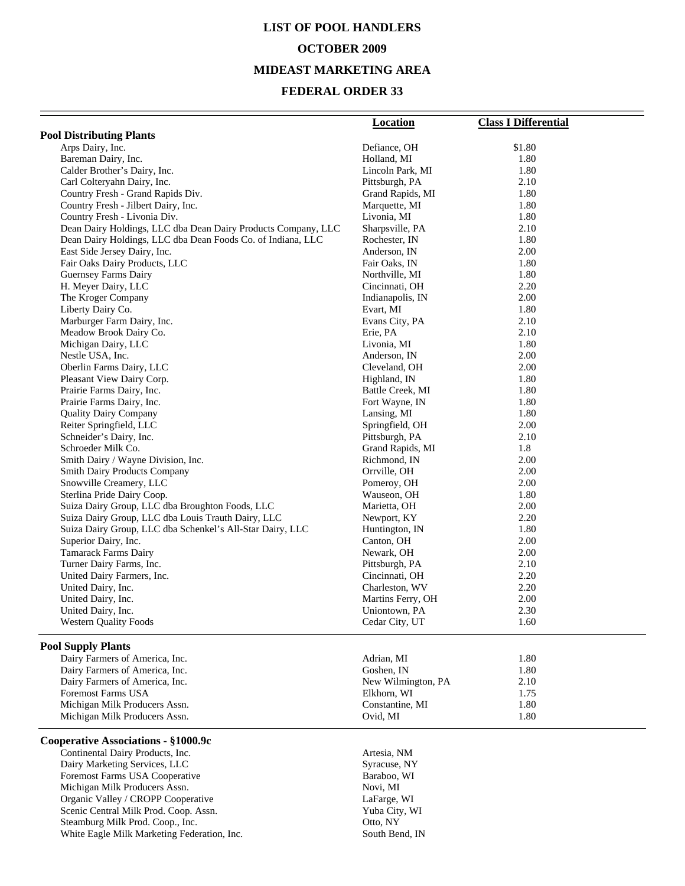# LIST OF POOL HANDLERS

## OCTOBER 2009

## MIDEAST MARKETING AREA

## FEDERAL ORDER 33

| | Location | Class I Differential |
|---|---|---|
| **Pool Distributing Plants** | | |
| Arps Dairy, Inc. | Defiance, OH | $1.80 |
| Bareman Dairy, Inc. | Holland, MI | 1.80 |
| Calder Brother's Dairy, Inc. | Lincoln Park, MI | 1.80 |
| Carl Colteryahn Dairy, Inc. | Pittsburgh, PA | 2.10 |
| Country Fresh - Grand Rapids Div. | Grand Rapids, MI | 1.80 |
| Country Fresh - Jilbert Dairy, Inc. | Marquette, MI | 1.80 |
| Country Fresh - Livonia Div. | Livonia, MI | 1.80 |
| Dean Dairy Holdings, LLC dba Dean Dairy Products Company, LLC | Sharpsville, PA | 2.10 |
| Dean Dairy Holdings, LLC dba Dean Foods Co. of Indiana, LLC | Rochester, IN | 1.80 |
| East Side Jersey Dairy, Inc. | Anderson, IN | 2.00 |
| Fair Oaks Dairy Products, LLC | Fair Oaks, IN | 1.80 |
| Guernsey Farms Dairy | Northville, MI | 1.80 |
| H. Meyer Dairy, LLC | Cincinnati, OH | 2.20 |
| The Kroger Company | Indianapolis, IN | 2.00 |
| Liberty Dairy Co. | Evart, MI | 1.80 |
| Marburger Farm Dairy, Inc. | Evans City, PA | 2.10 |
| Meadow Brook Dairy Co. | Erie, PA | 2.10 |
| Michigan Dairy, LLC | Livonia, MI | 1.80 |
| Nestle USA, Inc. | Anderson, IN | 2.00 |
| Oberlin Farms Dairy, LLC | Cleveland, OH | 2.00 |
| Pleasant View Dairy Corp. | Highland, IN | 1.80 |
| Prairie Farms Dairy, Inc. | Battle Creek, MI | 1.80 |
| Prairie Farms Dairy, Inc. | Fort Wayne, IN | 1.80 |
| Quality Dairy Company | Lansing, MI | 1.80 |
| Reiter Springfield, LLC | Springfield, OH | 2.00 |
| Schneider's Dairy, Inc. | Pittsburgh, PA | 2.10 |
| Schroeder Milk Co. | Grand Rapids, MI | 1.8 |
| Smith Dairy / Wayne Division, Inc. | Richmond, IN | 2.00 |
| Smith Dairy Products Company | Orrville, OH | 2.00 |
| Snowville Creamery, LLC | Pomeroy, OH | 2.00 |
| Sterlina Pride Dairy Coop. | Wauseon, OH | 1.80 |
| Suiza Dairy Group, LLC dba Broughton Foods, LLC | Marietta, OH | 2.00 |
| Suiza Dairy Group, LLC dba Louis Trauth Dairy, LLC | Newport, KY | 2.20 |
| Suiza Dairy Group, LLC dba Schenkel's All-Star Dairy, LLC | Huntington, IN | 1.80 |
| Superior Dairy, Inc. | Canton, OH | 2.00 |
| Tamarack Farms Dairy | Newark, OH | 2.00 |
| Turner Dairy Farms, Inc. | Pittsburgh, PA | 2.10 |
| United Dairy Farmers, Inc. | Cincinnati, OH | 2.20 |
| United Dairy, Inc. | Charleston, WV | 2.20 |
| United Dairy, Inc. | Martins Ferry, OH | 2.00 |
| United Dairy, Inc. | Uniontown, PA | 2.30 |
| Western Quality Foods | Cedar City, UT | 1.60 |
| **Pool Supply Plants** | | |
| Dairy Farmers of America, Inc. | Adrian, MI | 1.80 |
| Dairy Farmers of America, Inc. | Goshen, IN | 1.80 |
| Dairy Farmers of America, Inc. | New Wilmington, PA | 2.10 |
| Foremost Farms USA | Elkhorn, WI | 1.75 |
| Michigan Milk Producers Assn. | Constantine, MI | 1.80 |
| Michigan Milk Producers Assn. | Ovid, MI | 1.80 |
| **Cooperative Associations - §1000.9c** | | |
| Continental Dairy Products, Inc. | Artesia, NM | |
| Dairy Marketing Services, LLC | Syracuse, NY | |
| Foremost Farms USA Cooperative | Baraboo, WI | |
| Michigan Milk Producers Assn. | Novi, MI | |
| Organic Valley / CROPP Cooperative | LaFarge, WI | |
| Scenic Central Milk Prod. Coop. Assn. | Yuba City, WI | |
| Steamburg Milk Prod. Coop., Inc. | Otto, NY | |
| White Eagle Milk Marketing Federation, Inc. | South Bend, IN | |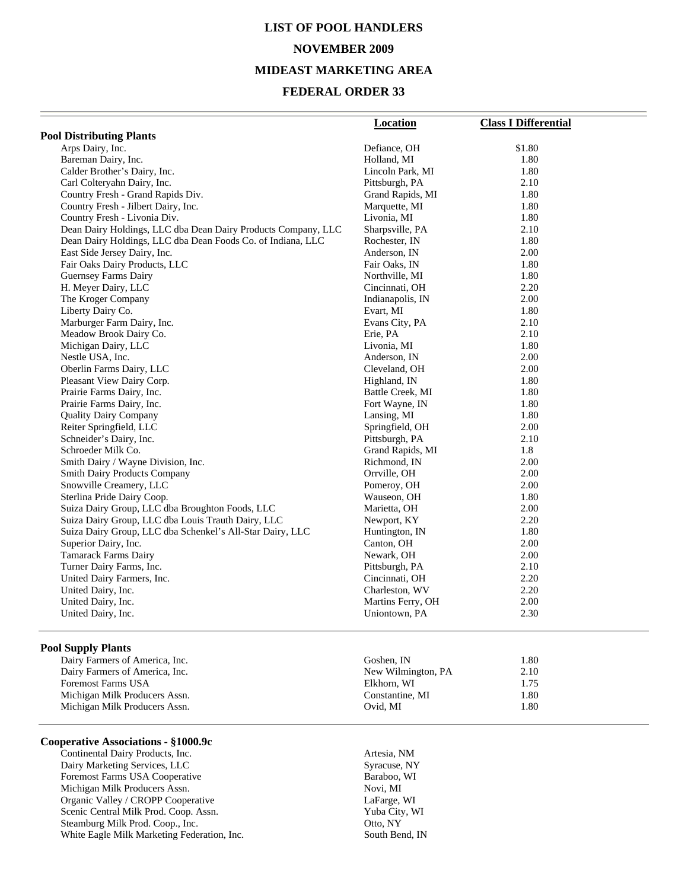# LIST OF POOL HANDLERS

## NOVEMBER 2009

## MIDEAST MARKETING AREA

## FEDERAL ORDER 33

| | Location | Class I Differential |
|---|---|---|
| **Pool Distributing Plants** | | |
| Arps Dairy, Inc. | Defiance, OH | $1.80 |
| Bareman Dairy, Inc. | Holland, MI | 1.80 |
| Calder Brother's Dairy, Inc. | Lincoln Park, MI | 1.80 |
| Carl Colteryahn Dairy, Inc. | Pittsburgh, PA | 2.10 |
| Country Fresh - Grand Rapids Div. | Grand Rapids, MI | 1.80 |
| Country Fresh - Jilbert Dairy, Inc. | Marquette, MI | 1.80 |
| Country Fresh - Livonia Div. | Livonia, MI | 1.80 |
| Dean Dairy Holdings, LLC dba Dean Dairy Products Company, LLC | Sharpsville, PA | 2.10 |
| Dean Dairy Holdings, LLC dba Dean Foods Co. of Indiana, LLC | Rochester, IN | 1.80 |
| East Side Jersey Dairy, Inc. | Anderson, IN | 2.00 |
| Fair Oaks Dairy Products, LLC | Fair Oaks, IN | 1.80 |
| Guernsey Farms Dairy | Northville, MI | 1.80 |
| H. Meyer Dairy, LLC | Cincinnati, OH | 2.20 |
| The Kroger Company | Indianapolis, IN | 2.00 |
| Liberty Dairy Co. | Evart, MI | 1.80 |
| Marburger Farm Dairy, Inc. | Evans City, PA | 2.10 |
| Meadow Brook Dairy Co. | Erie, PA | 2.10 |
| Michigan Dairy, LLC | Livonia, MI | 1.80 |
| Nestle USA, Inc. | Anderson, IN | 2.00 |
| Oberlin Farms Dairy, LLC | Cleveland, OH | 2.00 |
| Pleasant View Dairy Corp. | Highland, IN | 1.80 |
| Prairie Farms Dairy, Inc. | Battle Creek, MI | 1.80 |
| Prairie Farms Dairy, Inc. | Fort Wayne, IN | 1.80 |
| Quality Dairy Company | Lansing, MI | 1.80 |
| Reiter Springfield, LLC | Springfield, OH | 2.00 |
| Schneider's Dairy, Inc. | Pittsburgh, PA | 2.10 |
| Schroeder Milk Co. | Grand Rapids, MI | 1.8 |
| Smith Dairy / Wayne Division, Inc. | Richmond, IN | 2.00 |
| Smith Dairy Products Company | Orrville, OH | 2.00 |
| Snowville Creamery, LLC | Pomeroy, OH | 2.00 |
| Sterlina Pride Dairy Coop. | Wauseon, OH | 1.80 |
| Suiza Dairy Group, LLC dba Broughton Foods, LLC | Marietta, OH | 2.00 |
| Suiza Dairy Group, LLC dba Louis Trauth Dairy, LLC | Newport, KY | 2.20 |
| Suiza Dairy Group, LLC dba Schenkel's All-Star Dairy, LLC | Huntington, IN | 1.80 |
| Superior Dairy, Inc. | Canton, OH | 2.00 |
| Tamarack Farms Dairy | Newark, OH | 2.00 |
| Turner Dairy Farms, Inc. | Pittsburgh, PA | 2.10 |
| United Dairy Farmers, Inc. | Cincinnati, OH | 2.20 |
| United Dairy, Inc. | Charleston, WV | 2.20 |
| United Dairy, Inc. | Martins Ferry, OH | 2.00 |
| United Dairy, Inc. | Uniontown, PA | 2.30 |
| **Pool Supply Plants** | | |
| Dairy Farmers of America, Inc. | Goshen, IN | 1.80 |
| Dairy Farmers of America, Inc. | New Wilmington, PA | 2.10 |
| Foremost Farms USA | Elkhorn, WI | 1.75 |
| Michigan Milk Producers Assn. | Constantine, MI | 1.80 |
| Michigan Milk Producers Assn. | Ovid, MI | 1.80 |
| **Cooperative Associations - §1000.9c** | | |
| Continental Dairy Products, Inc. | Artesia, NM | |
| Dairy Marketing Services, LLC | Syracuse, NY | |
| Foremost Farms USA Cooperative | Baraboo, WI | |
| Michigan Milk Producers Assn. | Novi, MI | |
| Organic Valley / CROPP Cooperative | LaFarge, WI | |
| Scenic Central Milk Prod. Coop. Assn. | Yuba City, WI | |
| Steamburg Milk Prod. Coop., Inc. | Otto, NY | |
| White Eagle Milk Marketing Federation, Inc. | South Bend, IN | |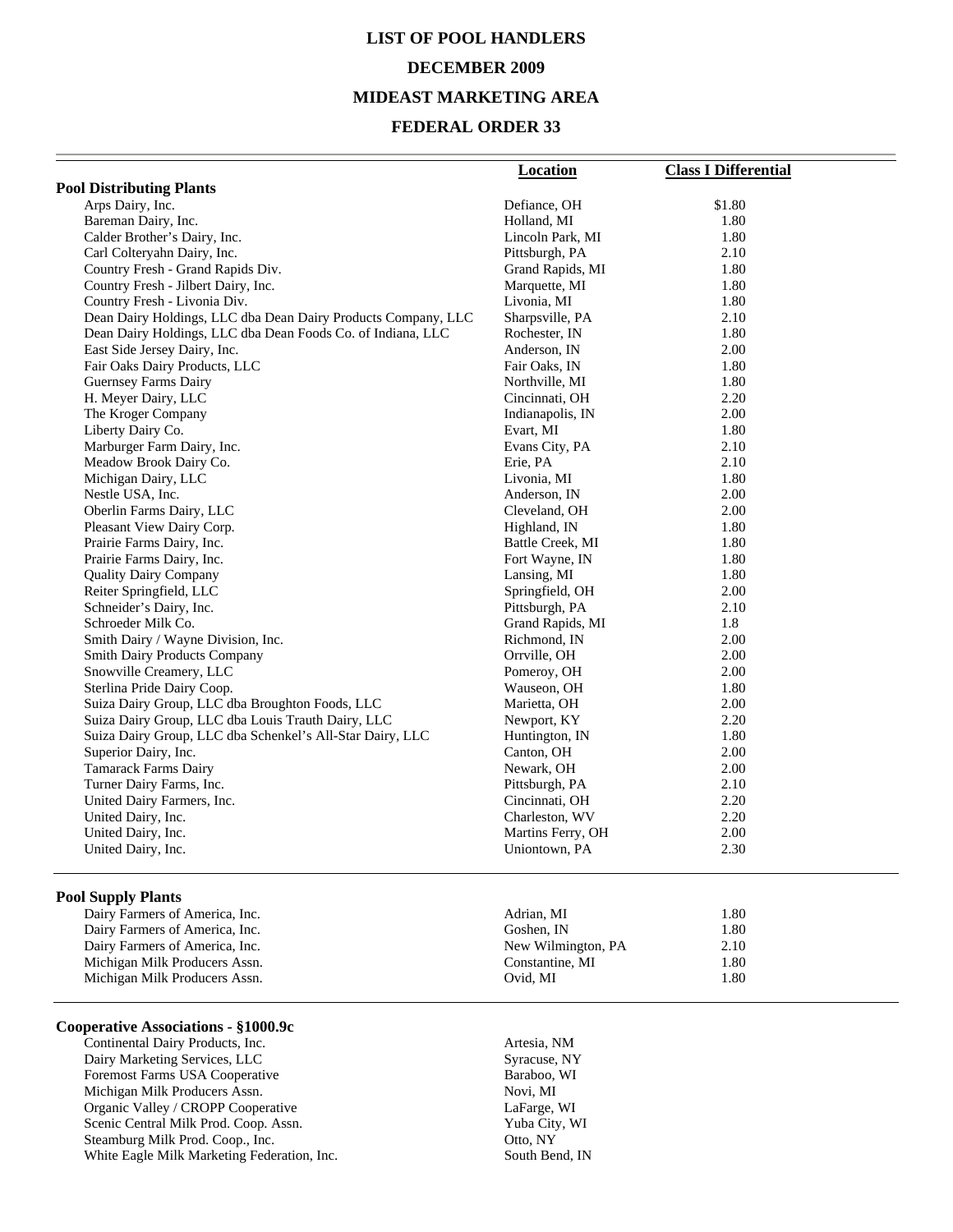# LIST OF POOL HANDLERS

## DECEMBER 2009

## MIDEAST MARKETING AREA

## FEDERAL ORDER 33

| | Location | Class I Differential |
|---|---|---|
| **Pool Distributing Plants** | | |
| Arps Dairy, Inc. | Defiance, OH | $1.80 |
| Bareman Dairy, Inc. | Holland, MI | 1.80 |
| Calder Brother's Dairy, Inc. | Lincoln Park, MI | 1.80 |
| Carl Colteryahn Dairy, Inc. | Pittsburgh, PA | 2.10 |
| Country Fresh - Grand Rapids Div. | Grand Rapids, MI | 1.80 |
| Country Fresh - Jilbert Dairy, Inc. | Marquette, MI | 1.80 |
| Country Fresh - Livonia Div. | Livonia, MI | 1.80 |
| Dean Dairy Holdings, LLC dba Dean Dairy Products Company, LLC | Sharpsville, PA | 2.10 |
| Dean Dairy Holdings, LLC dba Dean Foods Co. of Indiana, LLC | Rochester, IN | 1.80 |
| East Side Jersey Dairy, Inc. | Anderson, IN | 2.00 |
| Fair Oaks Dairy Products, LLC | Fair Oaks, IN | 1.80 |
| Guernsey Farms Dairy | Northville, MI | 1.80 |
| H. Meyer Dairy, LLC | Cincinnati, OH | 2.20 |
| The Kroger Company | Indianapolis, IN | 2.00 |
| Liberty Dairy Co. | Evart, MI | 1.80 |
| Marburger Farm Dairy, Inc. | Evans City, PA | 2.10 |
| Meadow Brook Dairy Co. | Erie, PA | 2.10 |
| Michigan Dairy, LLC | Livonia, MI | 1.80 |
| Nestle USA, Inc. | Anderson, IN | 2.00 |
| Oberlin Farms Dairy, LLC | Cleveland, OH | 2.00 |
| Pleasant View Dairy Corp. | Highland, IN | 1.80 |
| Prairie Farms Dairy, Inc. | Battle Creek, MI | 1.80 |
| Prairie Farms Dairy, Inc. | Fort Wayne, IN | 1.80 |
| Quality Dairy Company | Lansing, MI | 1.80 |
| Reiter Springfield, LLC | Springfield, OH | 2.00 |
| Schneider's Dairy, Inc. | Pittsburgh, PA | 2.10 |
| Schroeder Milk Co. | Grand Rapids, MI | 1.8 |
| Smith Dairy / Wayne Division, Inc. | Richmond, IN | 2.00 |
| Smith Dairy Products Company | Orrville, OH | 2.00 |
| Snowville Creamery, LLC | Pomeroy, OH | 2.00 |
| Sterlina Pride Dairy Coop. | Wauseon, OH | 1.80 |
| Suiza Dairy Group, LLC dba Broughton Foods, LLC | Marietta, OH | 2.00 |
| Suiza Dairy Group, LLC dba Louis Trauth Dairy, LLC | Newport, KY | 2.20 |
| Suiza Dairy Group, LLC dba Schenkel's All-Star Dairy, LLC | Huntington, IN | 1.80 |
| Superior Dairy, Inc. | Canton, OH | 2.00 |
| Tamarack Farms Dairy | Newark, OH | 2.00 |
| Turner Dairy Farms, Inc. | Pittsburgh, PA | 2.10 |
| United Dairy Farmers, Inc. | Cincinnati, OH | 2.20 |
| United Dairy, Inc. | Charleston, WV | 2.20 |
| United Dairy, Inc. | Martins Ferry, OH | 2.00 |
| United Dairy, Inc. | Uniontown, PA | 2.30 |
| **Pool Supply Plants** | | |
| Dairy Farmers of America, Inc. | Adrian, MI | 1.80 |
| Dairy Farmers of America, Inc. | Goshen, IN | 1.80 |
| Dairy Farmers of America, Inc. | New Wilmington, PA | 2.10 |
| Michigan Milk Producers Assn. | Constantine, MI | 1.80 |
| Michigan Milk Producers Assn. | Ovid, MI | 1.80 |
| **Cooperative Associations - §1000.9c** | | |
| Continental Dairy Products, Inc. | Artesia, NM | |
| Dairy Marketing Services, LLC | Syracuse, NY | |
| Foremost Farms USA Cooperative | Baraboo, WI | |
| Michigan Milk Producers Assn. | Novi, MI | |
| Organic Valley / CROPP Cooperative | LaFarge, WI | |
| Scenic Central Milk Prod. Coop. Assn. | Yuba City, WI | |
| Steamburg Milk Prod. Coop., Inc. | Otto, NY | |
| White Eagle Milk Marketing Federation, Inc. | South Bend, IN | |